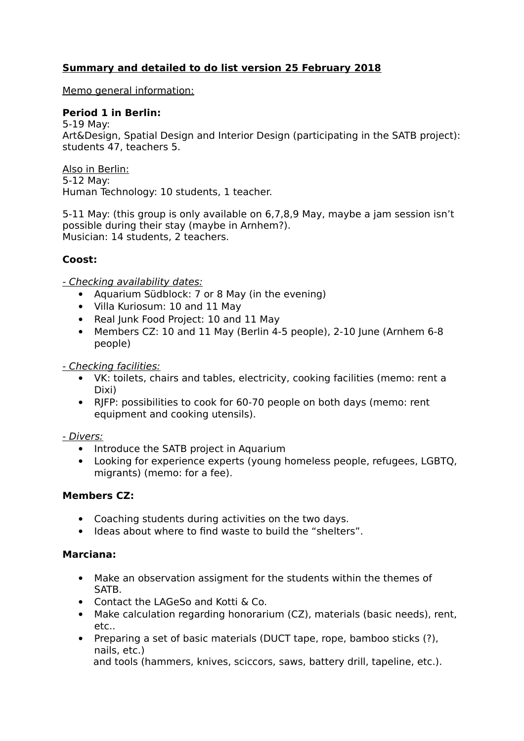**<u>Summary and detailed to do list version 25 February 2018</u>**

<u>Memo general information:</u>

**Period 1 in Berlin:**
5-19 May:
Art&Design, Spatial Design and Interior Design (participating in the SATB project): students 47, teachers 5.

<u>Also in Berlin:</u>
5-12 May:
Human Technology: 10 students, 1 teacher.

5-11 May: (this group is only available on 6,7,8,9 May, maybe a jam session isn't possible during their stay (maybe in Arnhem?).
Musician: 14 students, 2 teachers.

**Coost:**

*<u>- Checking availability dates:</u>*

- Aquarium Südblock: 7 or 8 May (in the evening)
- Villa Kuriosum: 10 and 11 May
- Real Junk Food Project: 10 and 11 May
- Members CZ: 10 and 11 May (Berlin 4-5 people), 2-10 June (Arnhem 6-8 people)

*<u>- Checking facilities:</u>*

- VK: toilets, chairs and tables, electricity, cooking facilities (memo: rent a Dixi)
- RJFP: possibilities to cook for 60-70 people on both days (memo: rent equipment and cooking utensils).

*<u>- Divers:</u>*

- Introduce the SATB project in Aquarium
- Looking for experience experts (young homeless people, refugees, LGBTQ, migrants) (memo: for a fee).

**Members CZ:**

- Coaching students during activities on the two days.
- Ideas about where to find waste to build the "shelters".

**Marciana:**

- Make an observation assigment for the students within the themes of SATB.
- Contact the LAGeSo and Kotti & Co.
- Make calculation regarding honorarium (CZ), materials (basic needs), rent, etc..
- Preparing a set of basic materials (DUCT tape, rope, bamboo sticks (?), nails, etc.) and tools (hammers, knives, sciccors, saws, battery drill, tapeline, etc.).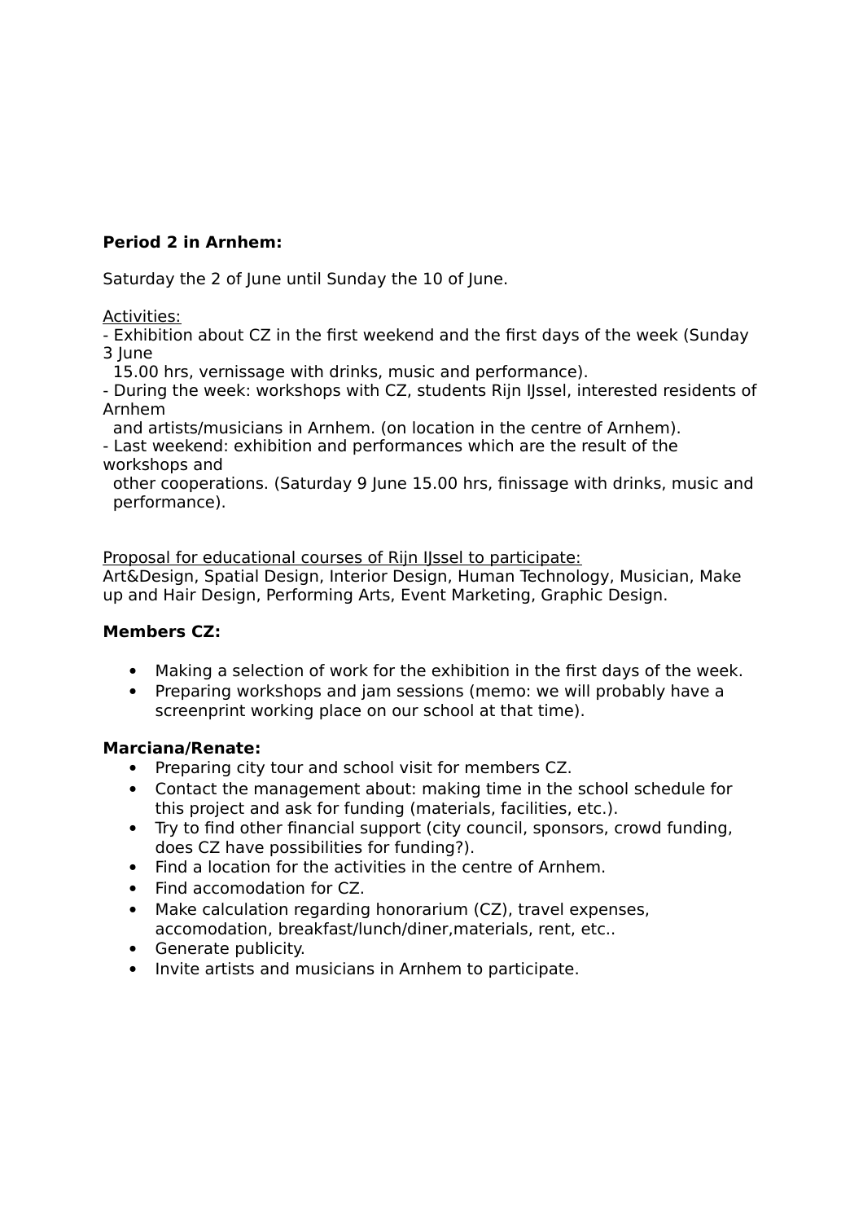**Period 2 in Arnhem:**

Saturday the 2 of June until Sunday the 10 of June.

Activities:

- Exhibition about CZ in the first weekend and the first days of the week (Sunday 3 June 15.00 hrs, vernissage with drinks, music and performance).
- During the week: workshops with CZ, students Rijn IJssel, interested residents of Arnhem and artists/musicians in Arnhem. (on location in the centre of Arnhem).
- Last weekend: exhibition and performances which are the result of the workshops and other cooperations. (Saturday 9 June 15.00 hrs, finissage with drinks, music and performance).

Proposal for educational courses of Rijn IJssel to participate:
Art&Design, Spatial Design, Interior Design, Human Technology, Musician, Make up and Hair Design, Performing Arts, Event Marketing, Graphic Design.

**Members CZ:**

- Making a selection of work for the exhibition in the first days of the week.
- Preparing workshops and jam sessions (memo: we will probably have a screenprint working place on our school at that time).

**Marciana/Renate:**

- Preparing city tour and school visit for members CZ.
- Contact the management about: making time in the school schedule for this project and ask for funding (materials, facilities, etc.).
- Try to find other financial support (city council, sponsors, crowd funding, does CZ have possibilities for funding?).
- Find a location for the activities in the centre of Arnhem.
- Find accomodation for CZ.
- Make calculation regarding honorarium (CZ), travel expenses, accomodation, breakfast/lunch/diner,materials, rent, etc..
- Generate publicity.
- Invite artists and musicians in Arnhem to participate.